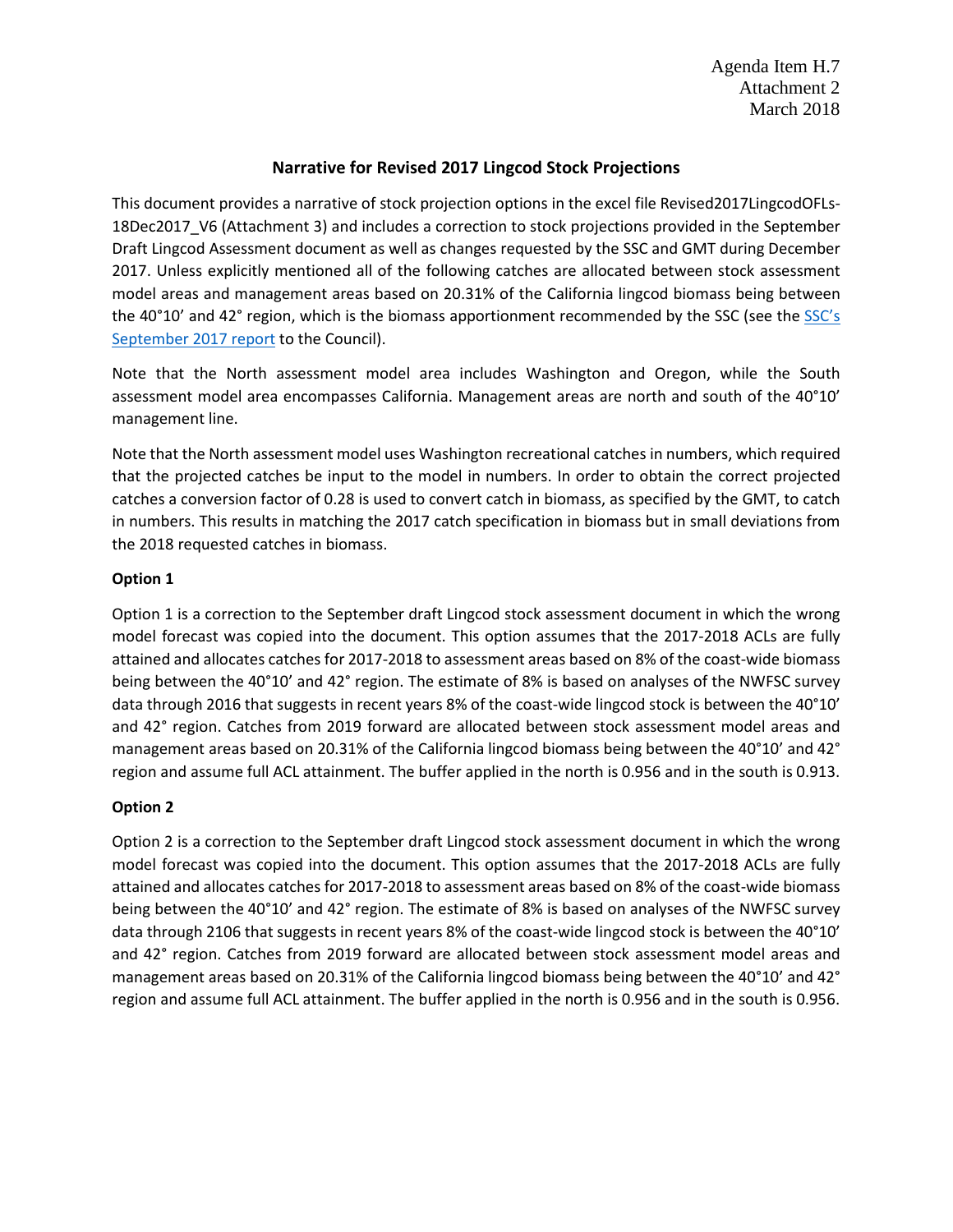Agenda Item H.7
Attachment 2
March 2018

## Narrative for Revised 2017 Lingcod Stock Projections

This document provides a narrative of stock projection options in the excel file Revised2017LingcodOFLs-18Dec2017_V6 (Attachment 3) and includes a correction to stock projections provided in the September Draft Lingcod Assessment document as well as changes requested by the SSC and GMT during December 2017. Unless explicitly mentioned all of the following catches are allocated between stock assessment model areas and management areas based on 20.31% of the California lingcod biomass being between the 40°10' and 42° region, which is the biomass apportionment recommended by the SSC (see the SSC's September 2017 report to the Council).

Note that the North assessment model area includes Washington and Oregon, while the South assessment model area encompasses California. Management areas are north and south of the 40°10' management line.

Note that the North assessment model uses Washington recreational catches in numbers, which required that the projected catches be input to the model in numbers. In order to obtain the correct projected catches a conversion factor of 0.28 is used to convert catch in biomass, as specified by the GMT, to catch in numbers. This results in matching the 2017 catch specification in biomass but in small deviations from the 2018 requested catches in biomass.

### Option 1

Option 1 is a correction to the September draft Lingcod stock assessment document in which the wrong model forecast was copied into the document. This option assumes that the 2017-2018 ACLs are fully attained and allocates catches for 2017-2018 to assessment areas based on 8% of the coast-wide biomass being between the 40°10' and 42° region. The estimate of 8% is based on analyses of the NWFSC survey data through 2016 that suggests in recent years 8% of the coast-wide lingcod stock is between the 40°10' and 42° region. Catches from 2019 forward are allocated between stock assessment model areas and management areas based on 20.31% of the California lingcod biomass being between the 40°10' and 42° region and assume full ACL attainment. The buffer applied in the north is 0.956 and in the south is 0.913.

### Option 2

Option 2 is a correction to the September draft Lingcod stock assessment document in which the wrong model forecast was copied into the document. This option assumes that the 2017-2018 ACLs are fully attained and allocates catches for 2017-2018 to assessment areas based on 8% of the coast-wide biomass being between the 40°10' and 42° region. The estimate of 8% is based on analyses of the NWFSC survey data through 2106 that suggests in recent years 8% of the coast-wide lingcod stock is between the 40°10' and 42° region. Catches from 2019 forward are allocated between stock assessment model areas and management areas based on 20.31% of the California lingcod biomass being between the 40°10' and 42° region and assume full ACL attainment. The buffer applied in the north is 0.956 and in the south is 0.956.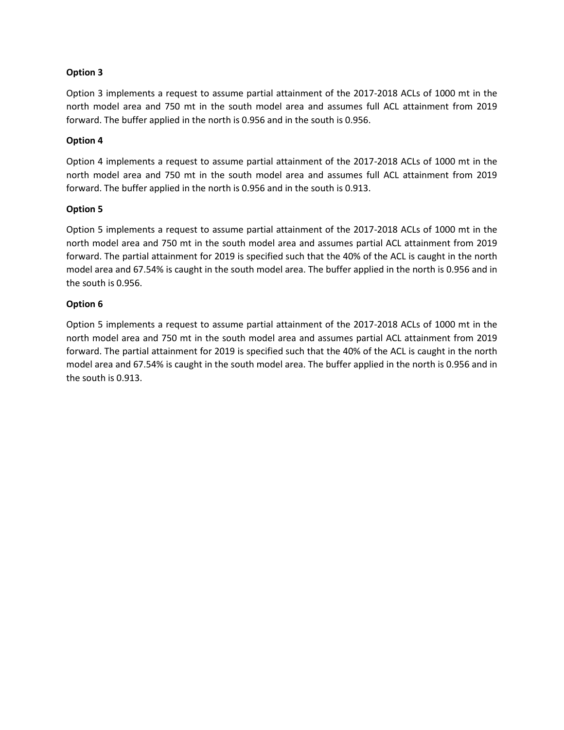**Option 3**

Option 3 implements a request to assume partial attainment of the 2017-2018 ACLs of 1000 mt in the north model area and 750 mt in the south model area and assumes full ACL attainment from 2019 forward. The buffer applied in the north is 0.956 and in the south is 0.956.

**Option 4**

Option 4 implements a request to assume partial attainment of the 2017-2018 ACLs of 1000 mt in the north model area and 750 mt in the south model area and assumes full ACL attainment from 2019 forward. The buffer applied in the north is 0.956 and in the south is 0.913.

**Option 5**

Option 5 implements a request to assume partial attainment of the 2017-2018 ACLs of 1000 mt in the north model area and 750 mt in the south model area and assumes partial ACL attainment from 2019 forward. The partial attainment for 2019 is specified such that the 40% of the ACL is caught in the north model area and 67.54% is caught in the south model area. The buffer applied in the north is 0.956 and in the south is 0.956.

**Option 6**

Option 5 implements a request to assume partial attainment of the 2017-2018 ACLs of 1000 mt in the north model area and 750 mt in the south model area and assumes partial ACL attainment from 2019 forward. The partial attainment for 2019 is specified such that the 40% of the ACL is caught in the north model area and 67.54% is caught in the south model area. The buffer applied in the north is 0.956 and in the south is 0.913.